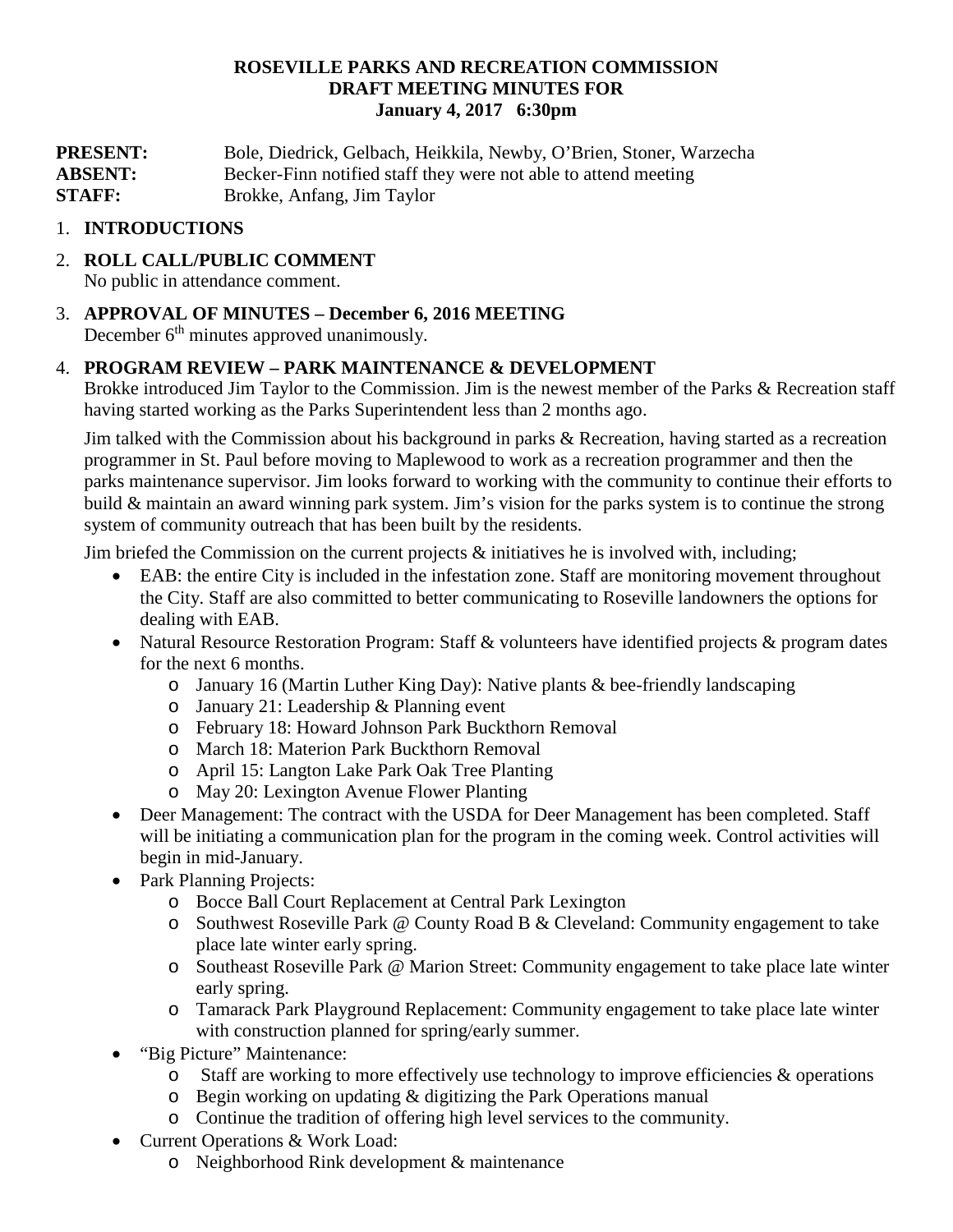**ROSEVILLE PARKS AND RECREATION COMMISSION**
**DRAFT MEETING MINUTES FOR**
**January 4, 2017 6:30pm**

**PRESENT:** Bole, Diedrick, Gelbach, Heikkila, Newby, O'Brien, Stoner, Warzecha
**ABSENT:** Becker-Finn notified staff they were not able to attend meeting
**STAFF:** Brokke, Anfang, Jim Taylor

1. **INTRODUCTIONS**

2. **ROLL CALL/PUBLIC COMMENT**
   No public in attendance comment.

3. **APPROVAL OF MINUTES – December 6, 2016 MEETING**
   December 6th minutes approved unanimously.

4. **PROGRAM REVIEW – PARK MAINTENANCE & DEVELOPMENT**
   Brokke introduced Jim Taylor to the Commission. Jim is the newest member of the Parks & Recreation staff having started working as the Parks Superintendent less than 2 months ago.

   Jim talked with the Commission about his background in parks & Recreation, having started as a recreation programmer in St. Paul before moving to Maplewood to work as a recreation programmer and then the parks maintenance supervisor. Jim looks forward to working with the community to continue their efforts to build & maintain an award winning park system. Jim's vision for the parks system is to continue the strong system of community outreach that has been built by the residents.

   Jim briefed the Commission on the current projects & initiatives he is involved with, including;

   - EAB: the entire City is included in the infestation zone. Staff are monitoring movement throughout the City. Staff are also committed to better communicating to Roseville landowners the options for dealing with EAB.
   - Natural Resource Restoration Program: Staff & volunteers have identified projects & program dates for the next 6 months.
     - January 16 (Martin Luther King Day): Native plants & bee-friendly landscaping
     - January 21: Leadership & Planning event
     - February 18: Howard Johnson Park Buckthorn Removal
     - March 18: Materion Park Buckthorn Removal
     - April 15: Langton Lake Park Oak Tree Planting
     - May 20: Lexington Avenue Flower Planting
   - Deer Management: The contract with the USDA for Deer Management has been completed. Staff will be initiating a communication plan for the program in the coming week. Control activities will begin in mid-January.
   - Park Planning Projects:
     - Bocce Ball Court Replacement at Central Park Lexington
     - Southwest Roseville Park @ County Road B & Cleveland: Community engagement to take place late winter early spring.
     - Southeast Roseville Park @ Marion Street: Community engagement to take place late winter early spring.
     - Tamarack Park Playground Replacement: Community engagement to take place late winter with construction planned for spring/early summer.
   - "Big Picture" Maintenance:
     - Staff are working to more effectively use technology to improve efficiencies & operations
     - Begin working on updating & digitizing the Park Operations manual
     - Continue the tradition of offering high level services to the community.
   - Current Operations & Work Load:
     - Neighborhood Rink development & maintenance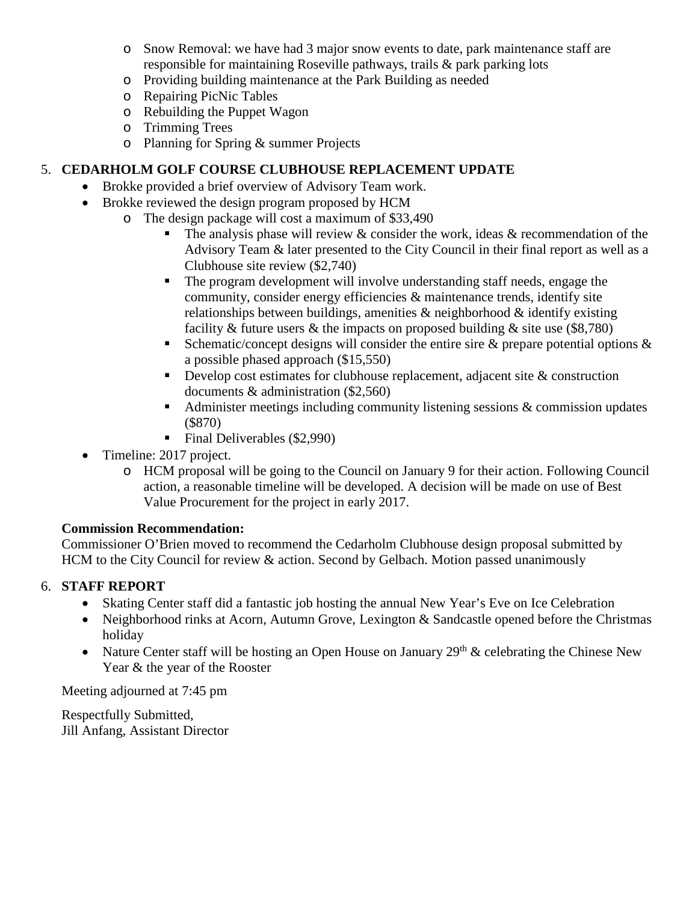- Snow Removal: we have had 3 major snow events to date, park maintenance staff are responsible for maintaining Roseville pathways, trails & park parking lots
    - Providing building maintenance at the Park Building as needed
    - Repairing PicNic Tables
    - Rebuilding the Puppet Wagon
    - Trimming Trees
    - Planning for Spring & summer Projects

5. **CEDARHOLM GOLF COURSE CLUBHOUSE REPLACEMENT UPDATE**
    - Brokke provided a brief overview of Advisory Team work.
    - Brokke reviewed the design program proposed by HCM
        - The design package will cost a maximum of $33,490
            - The analysis phase will review & consider the work, ideas & recommendation of the Advisory Team & later presented to the City Council in their final report as well as a Clubhouse site review ($2,740)
            - The program development will involve understanding staff needs, engage the community, consider energy efficiencies & maintenance trends, identify site relationships between buildings, amenities & neighborhood & identify existing facility & future users & the impacts on proposed building & site use ($8,780)
            - Schematic/concept designs will consider the entire sire & prepare potential options & a possible phased approach ($15,550)
            - Develop cost estimates for clubhouse replacement, adjacent site & construction documents & administration ($2,560)
            - Administer meetings including community listening sessions & commission updates ($870)
            - Final Deliverables ($2,990)
    - Timeline: 2017 project.
        - HCM proposal will be going to the Council on January 9 for their action. Following Council action, a reasonable timeline will be developed. A decision will be made on use of Best Value Procurement for the project in early 2017.

**Commission Recommendation:**
Commissioner O'Brien moved to recommend the Cedarholm Clubhouse design proposal submitted by HCM to the City Council for review & action. Second by Gelbach. Motion passed unanimously

6. **STAFF REPORT**
    - Skating Center staff did a fantastic job hosting the annual New Year's Eve on Ice Celebration
    - Neighborhood rinks at Acorn, Autumn Grove, Lexington & Sandcastle opened before the Christmas holiday
    - Nature Center staff will be hosting an Open House on January 29th & celebrating the Chinese New Year & the year of the Rooster

Meeting adjourned at 7:45 pm

Respectfully Submitted,
Jill Anfang, Assistant Director